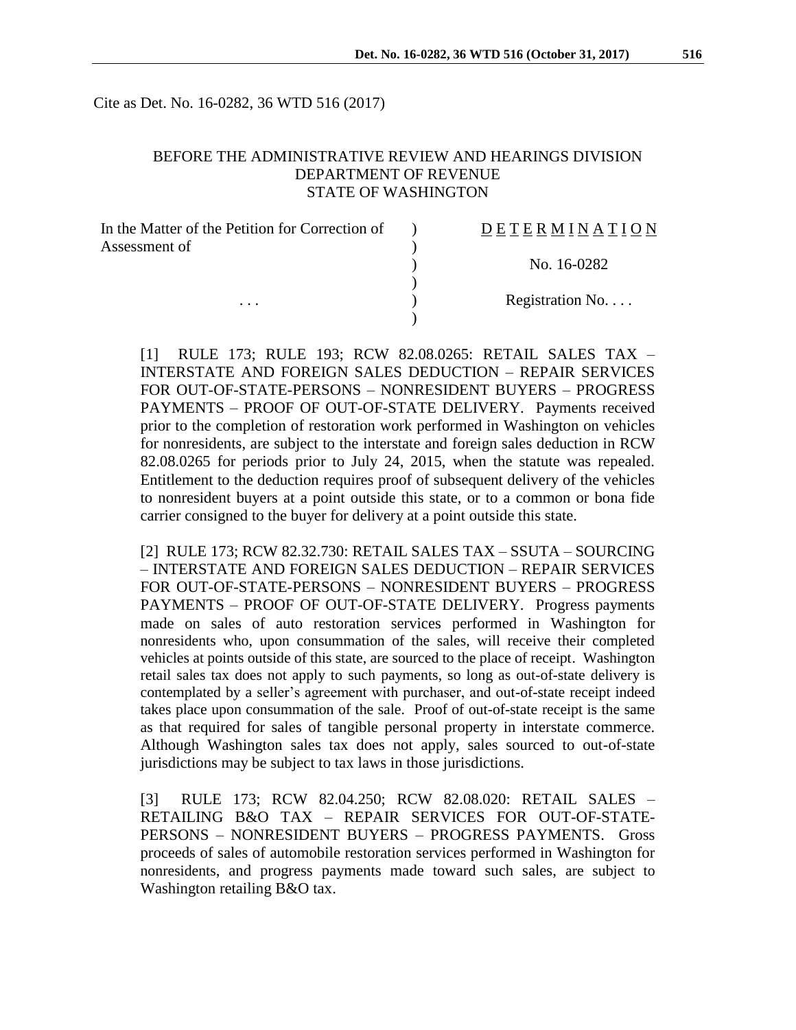Cite as Det. No. 16-0282, 36 WTD 516 (2017)

BEFORE THE ADMINISTRATIVE REVIEW AND HEARINGS DIVISION
DEPARTMENT OF REVENUE
STATE OF WASHINGTON

| In the Matter of the Petition for Correction of Assessment of | ) | DETERMINATION |
|---|---|---|
| | ) | No. 16-0282 |
| . . . | ) | Registration No. . . . |

[1] RULE 173; RULE 193; RCW 82.08.0265: RETAIL SALES TAX – INTERSTATE AND FOREIGN SALES DEDUCTION – REPAIR SERVICES FOR OUT-OF-STATE-PERSONS – NONRESIDENT BUYERS – PROGRESS PAYMENTS – PROOF OF OUT-OF-STATE DELIVERY. Payments received prior to the completion of restoration work performed in Washington on vehicles for nonresidents, are subject to the interstate and foreign sales deduction in RCW 82.08.0265 for periods prior to July 24, 2015, when the statute was repealed. Entitlement to the deduction requires proof of subsequent delivery of the vehicles to nonresident buyers at a point outside this state, or to a common or bona fide carrier consigned to the buyer for delivery at a point outside this state.

[2] RULE 173; RCW 82.32.730: RETAIL SALES TAX – SSUTA – SOURCING – INTERSTATE AND FOREIGN SALES DEDUCTION – REPAIR SERVICES FOR OUT-OF-STATE-PERSONS – NONRESIDENT BUYERS – PROGRESS PAYMENTS – PROOF OF OUT-OF-STATE DELIVERY. Progress payments made on sales of auto restoration services performed in Washington for nonresidents who, upon consummation of the sales, will receive their completed vehicles at points outside of this state, are sourced to the place of receipt. Washington retail sales tax does not apply to such payments, so long as out-of-state delivery is contemplated by a seller's agreement with purchaser, and out-of-state receipt indeed takes place upon consummation of the sale. Proof of out-of-state receipt is the same as that required for sales of tangible personal property in interstate commerce. Although Washington sales tax does not apply, sales sourced to out-of-state jurisdictions may be subject to tax laws in those jurisdictions.

[3] RULE 173; RCW 82.04.250; RCW 82.08.020: RETAIL SALES – RETAILING B&O TAX – REPAIR SERVICES FOR OUT-OF-STATE-PERSONS – NONRESIDENT BUYERS – PROGRESS PAYMENTS. Gross proceeds of sales of automobile restoration services performed in Washington for nonresidents, and progress payments made toward such sales, are subject to Washington retailing B&O tax.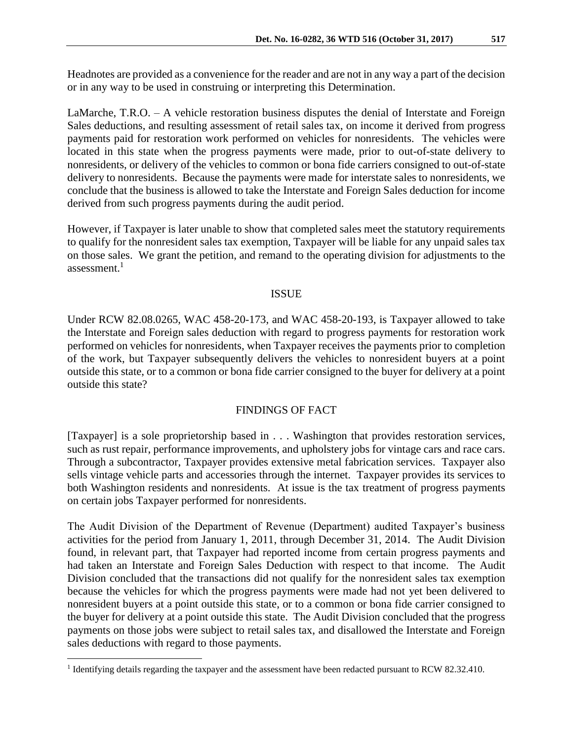Headnotes are provided as a convenience for the reader and are not in any way a part of the decision or in any way to be used in construing or interpreting this Determination.

LaMarche, T.R.O. – A vehicle restoration business disputes the denial of Interstate and Foreign Sales deductions, and resulting assessment of retail sales tax, on income it derived from progress payments paid for restoration work performed on vehicles for nonresidents. The vehicles were located in this state when the progress payments were made, prior to out-of-state delivery to nonresidents, or delivery of the vehicles to common or bona fide carriers consigned to out-of-state delivery to nonresidents. Because the payments were made for interstate sales to nonresidents, we conclude that the business is allowed to take the Interstate and Foreign Sales deduction for income derived from such progress payments during the audit period.

However, if Taxpayer is later unable to show that completed sales meet the statutory requirements to qualify for the nonresident sales tax exemption, Taxpayer will be liable for any unpaid sales tax on those sales. We grant the petition, and remand to the operating division for adjustments to the assessment.[1]

## ISSUE

Under RCW 82.08.0265, WAC 458-20-173, and WAC 458-20-193, is Taxpayer allowed to take the Interstate and Foreign sales deduction with regard to progress payments for restoration work performed on vehicles for nonresidents, when Taxpayer receives the payments prior to completion of the work, but Taxpayer subsequently delivers the vehicles to nonresident buyers at a point outside this state, or to a common or bona fide carrier consigned to the buyer for delivery at a point outside this state?

## FINDINGS OF FACT

[Taxpayer] is a sole proprietorship based in . . . Washington that provides restoration services, such as rust repair, performance improvements, and upholstery jobs for vintage cars and race cars. Through a subcontractor, Taxpayer provides extensive metal fabrication services. Taxpayer also sells vintage vehicle parts and accessories through the internet. Taxpayer provides its services to both Washington residents and nonresidents. At issue is the tax treatment of progress payments on certain jobs Taxpayer performed for nonresidents.

The Audit Division of the Department of Revenue (Department) audited Taxpayer's business activities for the period from January 1, 2011, through December 31, 2014. The Audit Division found, in relevant part, that Taxpayer had reported income from certain progress payments and had taken an Interstate and Foreign Sales Deduction with respect to that income. The Audit Division concluded that the transactions did not qualify for the nonresident sales tax exemption because the vehicles for which the progress payments were made had not yet been delivered to nonresident buyers at a point outside this state, or to a common or bona fide carrier consigned to the buyer for delivery at a point outside this state. The Audit Division concluded that the progress payments on those jobs were subject to retail sales tax, and disallowed the Interstate and Foreign sales deductions with regard to those payments.

[1] Identifying details regarding the taxpayer and the assessment have been redacted pursuant to RCW 82.32.410.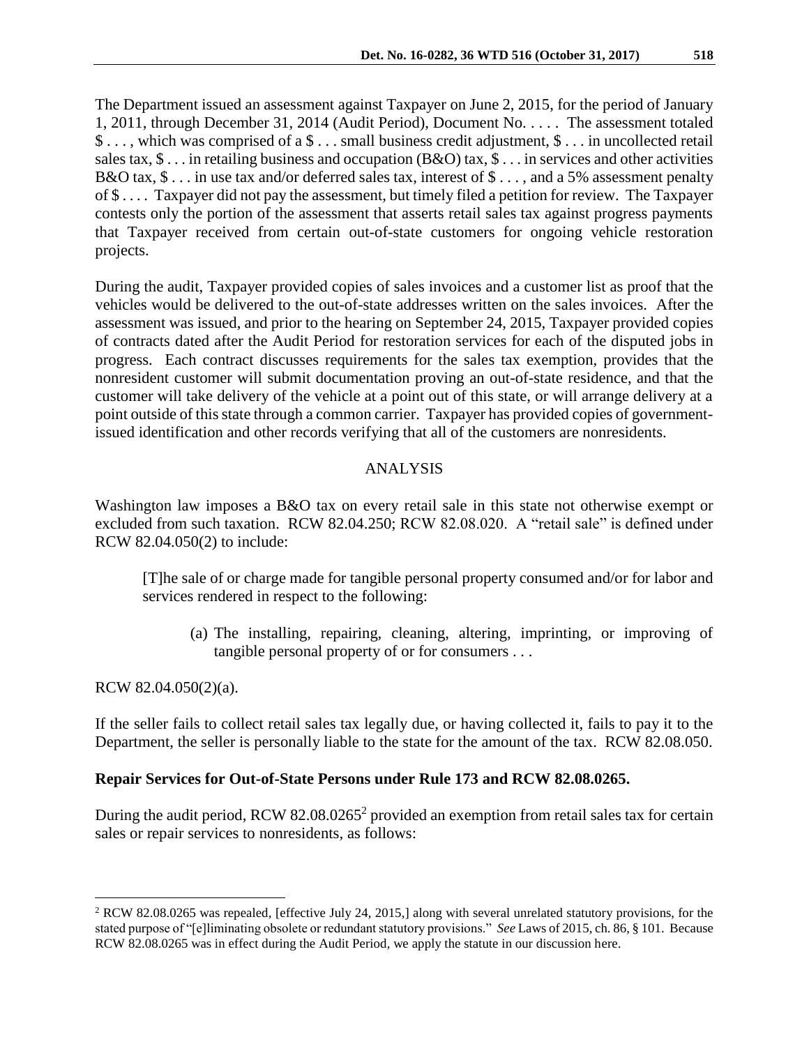The Department issued an assessment against Taxpayer on June 2, 2015, for the period of January 1, 2011, through December 31, 2014 (Audit Period), Document No. . . . . The assessment totaled $ . . . , which was comprised of a $ . . . small business credit adjustment, $ . . . in uncollected retail sales tax, $ . . . in retailing business and occupation (B&O) tax, $ . . . in services and other activities B&O tax, $ . . . in use tax and/or deferred sales tax, interest of $ . . . , and a 5% assessment penalty of $ . . . . Taxpayer did not pay the assessment, but timely filed a petition for review. The Taxpayer contests only the portion of the assessment that asserts retail sales tax against progress payments that Taxpayer received from certain out-of-state customers for ongoing vehicle restoration projects.

During the audit, Taxpayer provided copies of sales invoices and a customer list as proof that the vehicles would be delivered to the out-of-state addresses written on the sales invoices. After the assessment was issued, and prior to the hearing on September 24, 2015, Taxpayer provided copies of contracts dated after the Audit Period for restoration services for each of the disputed jobs in progress. Each contract discusses requirements for the sales tax exemption, provides that the nonresident customer will submit documentation proving an out-of-state residence, and that the customer will take delivery of the vehicle at a point out of this state, or will arrange delivery at a point outside of this state through a common carrier. Taxpayer has provided copies of government-issued identification and other records verifying that all of the customers are nonresidents.

## ANALYSIS

Washington law imposes a B&O tax on every retail sale in this state not otherwise exempt or excluded from such taxation. RCW 82.04.250; RCW 82.08.020. A "retail sale" is defined under RCW 82.04.050(2) to include:

> [T]he sale of or charge made for tangible personal property consumed and/or for labor and services rendered in respect to the following:
>
> (a) The installing, repairing, cleaning, altering, imprinting, or improving of tangible personal property of or for consumers . . .

RCW 82.04.050(2)(a).

If the seller fails to collect retail sales tax legally due, or having collected it, fails to pay it to the Department, the seller is personally liable to the state for the amount of the tax. RCW 82.08.050.

### Repair Services for Out-of-State Persons under Rule 173 and RCW 82.08.0265.

During the audit period, RCW 82.08.0265[2] provided an exemption from retail sales tax for certain sales or repair services to nonresidents, as follows:

---

[2] RCW 82.08.0265 was repealed, [effective July 24, 2015,] along with several unrelated statutory provisions, for the stated purpose of "[e]liminating obsolete or redundant statutory provisions." *See* Laws of 2015, ch. 86, § 101. Because RCW 82.08.0265 was in effect during the Audit Period, we apply the statute in our discussion here.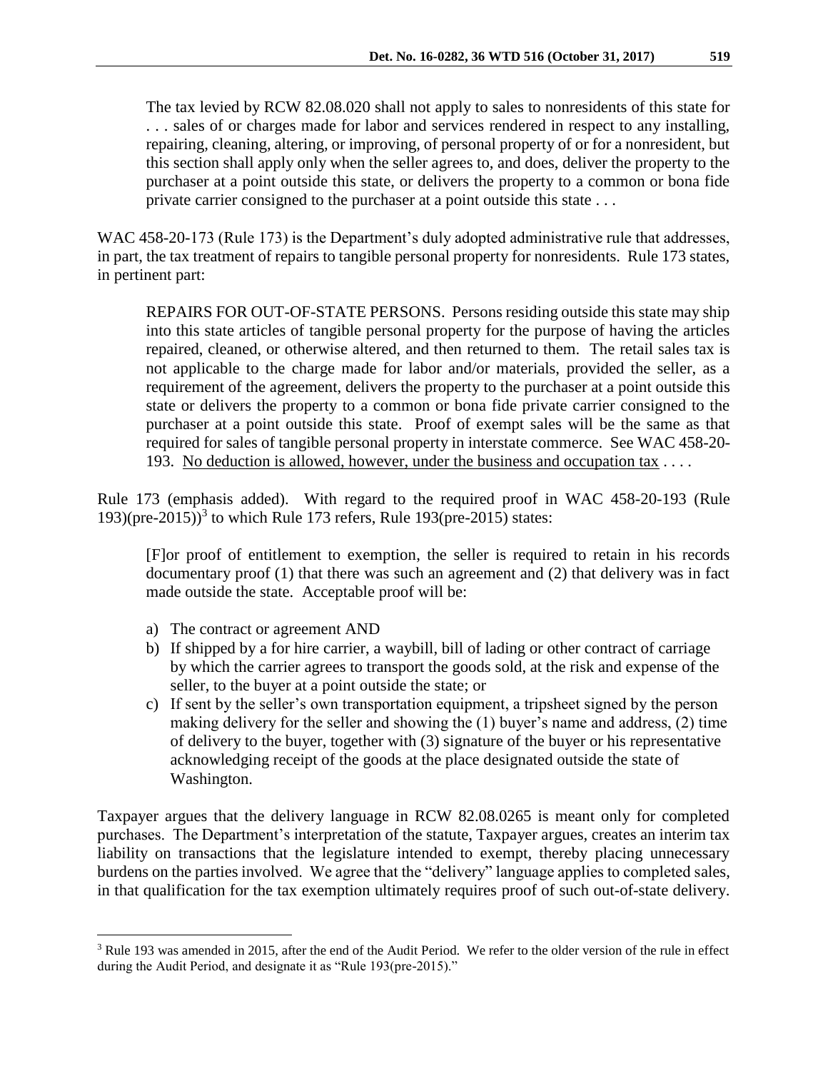> The tax levied by RCW 82.08.020 shall not apply to sales to nonresidents of this state for . . . sales of or charges made for labor and services rendered in respect to any installing, repairing, cleaning, altering, or improving, of personal property of or for a nonresident, but this section shall apply only when the seller agrees to, and does, deliver the property to the purchaser at a point outside this state, or delivers the property to a common or bona fide private carrier consigned to the purchaser at a point outside this state . . .

WAC 458-20-173 (Rule 173) is the Department's duly adopted administrative rule that addresses, in part, the tax treatment of repairs to tangible personal property for nonresidents. Rule 173 states, in pertinent part:

> REPAIRS FOR OUT-OF-STATE PERSONS. Persons residing outside this state may ship into this state articles of tangible personal property for the purpose of having the articles repaired, cleaned, or otherwise altered, and then returned to them. The retail sales tax is not applicable to the charge made for labor and/or materials, provided the seller, as a requirement of the agreement, delivers the property to the purchaser at a point outside this state or delivers the property to a common or bona fide private carrier consigned to the purchaser at a point outside this state. Proof of exempt sales will be the same as that required for sales of tangible personal property in interstate commerce. See WAC 458-20-193. <u>No deduction is allowed, however, under the business and occupation tax</u> . . . .

Rule 173 (emphasis added). With regard to the required proof in WAC 458-20-193 (Rule 193)(pre-2015))[3] to which Rule 173 refers, Rule 193(pre-2015) states:

> [F]or proof of entitlement to exemption, the seller is required to retain in his records documentary proof (1) that there was such an agreement and (2) that delivery was in fact made outside the state. Acceptable proof will be:
>
> a) The contract or agreement AND
> b) If shipped by a for hire carrier, a waybill, bill of lading or other contract of carriage by which the carrier agrees to transport the goods sold, at the risk and expense of the seller, to the buyer at a point outside the state; or
> c) If sent by the seller's own transportation equipment, a tripsheet signed by the person making delivery for the seller and showing the (1) buyer's name and address, (2) time of delivery to the buyer, together with (3) signature of the buyer or his representative acknowledging receipt of the goods at the place designated outside the state of Washington.

Taxpayer argues that the delivery language in RCW 82.08.0265 is meant only for completed purchases. The Department's interpretation of the statute, Taxpayer argues, creates an interim tax liability on transactions that the legislature intended to exempt, thereby placing unnecessary burdens on the parties involved. We agree that the "delivery" language applies to completed sales, in that qualification for the tax exemption ultimately requires proof of such out-of-state delivery.

---

[3] Rule 193 was amended in 2015, after the end of the Audit Period. We refer to the older version of the rule in effect during the Audit Period, and designate it as "Rule 193(pre-2015)."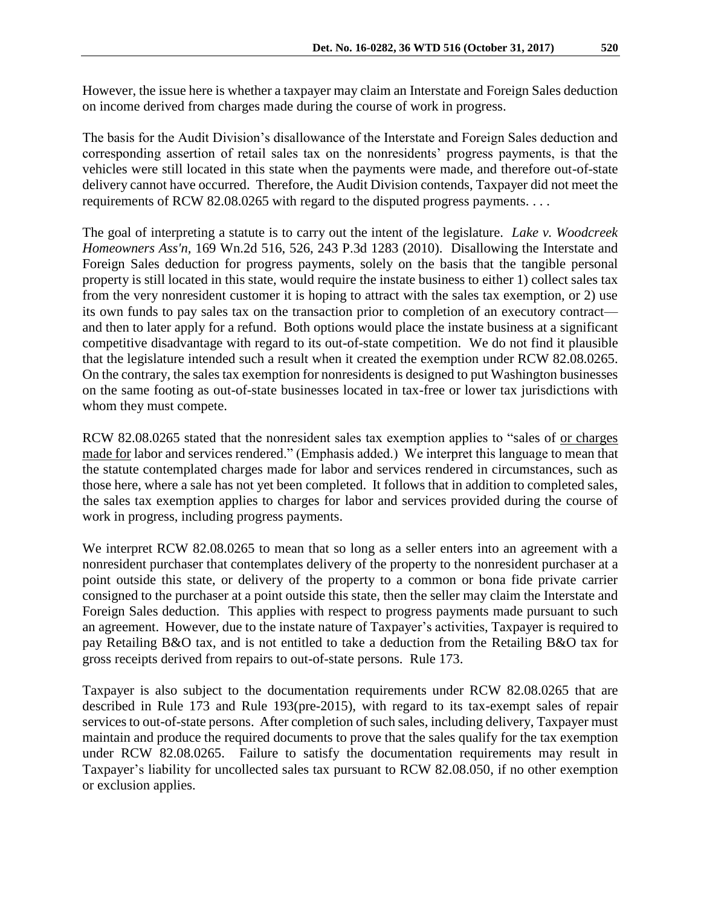However, the issue here is whether a taxpayer may claim an Interstate and Foreign Sales deduction on income derived from charges made during the course of work in progress.

The basis for the Audit Division's disallowance of the Interstate and Foreign Sales deduction and corresponding assertion of retail sales tax on the nonresidents' progress payments, is that the vehicles were still located in this state when the payments were made, and therefore out-of-state delivery cannot have occurred. Therefore, the Audit Division contends, Taxpayer did not meet the requirements of RCW 82.08.0265 with regard to the disputed progress payments. . . .

The goal of interpreting a statute is to carry out the intent of the legislature. *Lake v. Woodcreek Homeowners Ass'n*, 169 Wn.2d 516, 526, 243 P.3d 1283 (2010). Disallowing the Interstate and Foreign Sales deduction for progress payments, solely on the basis that the tangible personal property is still located in this state, would require the instate business to either 1) collect sales tax from the very nonresident customer it is hoping to attract with the sales tax exemption, or 2) use its own funds to pay sales tax on the transaction prior to completion of an executory contract—and then to later apply for a refund. Both options would place the instate business at a significant competitive disadvantage with regard to its out-of-state competition. We do not find it plausible that the legislature intended such a result when it created the exemption under RCW 82.08.0265. On the contrary, the sales tax exemption for nonresidents is designed to put Washington businesses on the same footing as out-of-state businesses located in tax-free or lower tax jurisdictions with whom they must compete.

RCW 82.08.0265 stated that the nonresident sales tax exemption applies to "sales of <u>or charges made for</u> labor and services rendered." (Emphasis added.) We interpret this language to mean that the statute contemplated charges made for labor and services rendered in circumstances, such as those here, where a sale has not yet been completed. It follows that in addition to completed sales, the sales tax exemption applies to charges for labor and services provided during the course of work in progress, including progress payments.

We interpret RCW 82.08.0265 to mean that so long as a seller enters into an agreement with a nonresident purchaser that contemplates delivery of the property to the nonresident purchaser at a point outside this state, or delivery of the property to a common or bona fide private carrier consigned to the purchaser at a point outside this state, then the seller may claim the Interstate and Foreign Sales deduction. This applies with respect to progress payments made pursuant to such an agreement. However, due to the instate nature of Taxpayer's activities, Taxpayer is required to pay Retailing B&O tax, and is not entitled to take a deduction from the Retailing B&O tax for gross receipts derived from repairs to out-of-state persons. Rule 173.

Taxpayer is also subject to the documentation requirements under RCW 82.08.0265 that are described in Rule 173 and Rule 193(pre-2015), with regard to its tax-exempt sales of repair services to out-of-state persons. After completion of such sales, including delivery, Taxpayer must maintain and produce the required documents to prove that the sales qualify for the tax exemption under RCW 82.08.0265. Failure to satisfy the documentation requirements may result in Taxpayer's liability for uncollected sales tax pursuant to RCW 82.08.050, if no other exemption or exclusion applies.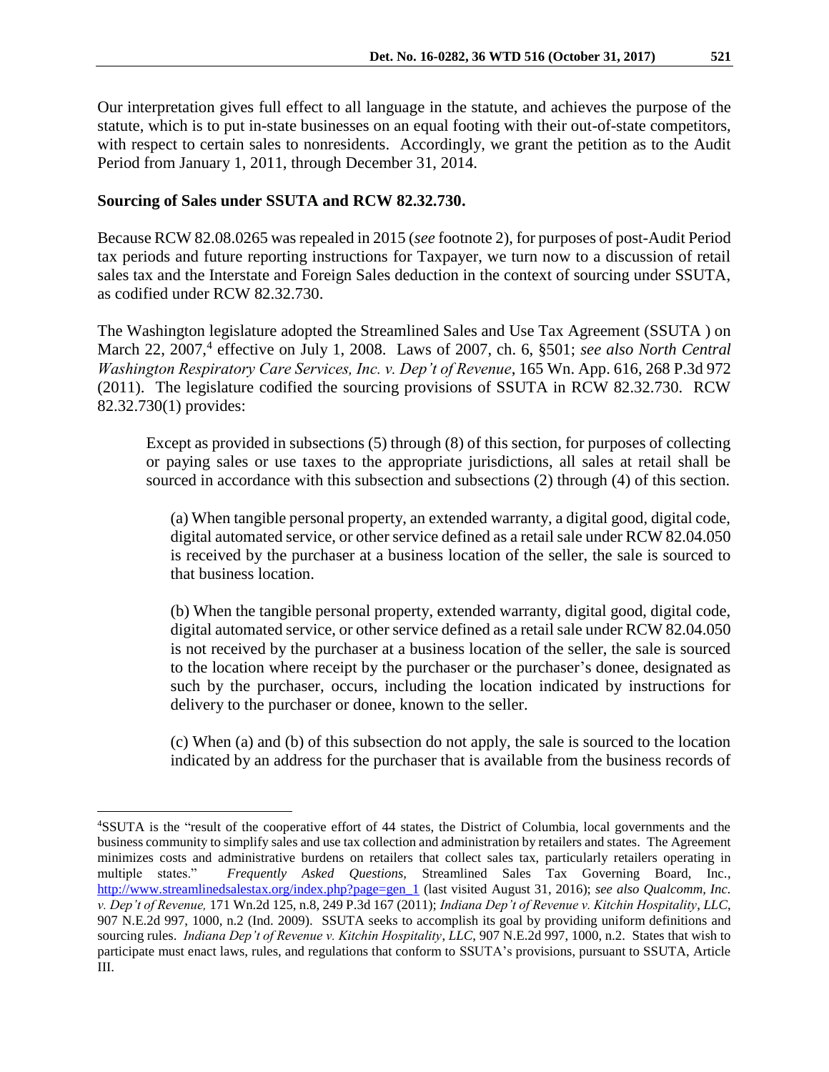Our interpretation gives full effect to all language in the statute, and achieves the purpose of the statute, which is to put in-state businesses on an equal footing with their out-of-state competitors, with respect to certain sales to nonresidents. Accordingly, we grant the petition as to the Audit Period from January 1, 2011, through December 31, 2014.

**Sourcing of Sales under SSUTA and RCW 82.32.730.**

Because RCW 82.08.0265 was repealed in 2015 (*see* footnote 2), for purposes of post-Audit Period tax periods and future reporting instructions for Taxpayer, we turn now to a discussion of retail sales tax and the Interstate and Foreign Sales deduction in the context of sourcing under SSUTA, as codified under RCW 82.32.730.

The Washington legislature adopted the Streamlined Sales and Use Tax Agreement (SSUTA ) on March 22, 2007,[4] effective on July 1, 2008. Laws of 2007, ch. 6, §501; *see also North Central Washington Respiratory Care Services, Inc. v. Dep't of Revenue*, 165 Wn. App. 616, 268 P.3d 972 (2011). The legislature codified the sourcing provisions of SSUTA in RCW 82.32.730. RCW 82.32.730(1) provides:

> Except as provided in subsections (5) through (8) of this section, for purposes of collecting or paying sales or use taxes to the appropriate jurisdictions, all sales at retail shall be sourced in accordance with this subsection and subsections (2) through (4) of this section.
>
> (a) When tangible personal property, an extended warranty, a digital good, digital code, digital automated service, or other service defined as a retail sale under RCW 82.04.050 is received by the purchaser at a business location of the seller, the sale is sourced to that business location.
>
> (b) When the tangible personal property, extended warranty, digital good, digital code, digital automated service, or other service defined as a retail sale under RCW 82.04.050 is not received by the purchaser at a business location of the seller, the sale is sourced to the location where receipt by the purchaser or the purchaser's donee, designated as such by the purchaser, occurs, including the location indicated by instructions for delivery to the purchaser or donee, known to the seller.
>
> (c) When (a) and (b) of this subsection do not apply, the sale is sourced to the location indicated by an address for the purchaser that is available from the business records of

---

[4]SSUTA is the "result of the cooperative effort of 44 states, the District of Columbia, local governments and the business community to simplify sales and use tax collection and administration by retailers and states. The Agreement minimizes costs and administrative burdens on retailers that collect sales tax, particularly retailers operating in multiple states." *Frequently Asked Questions,* Streamlined Sales Tax Governing Board, Inc., http://www.streamlinedsalestax.org/index.php?page=gen_1 (last visited August 31, 2016); *see also Qualcomm, Inc. v. Dep't of Revenue,* 171 Wn.2d 125, n.8, 249 P.3d 167 (2011); *Indiana Dep't of Revenue v. Kitchin Hospitality, LLC*, 907 N.E.2d 997, 1000, n.2 (Ind. 2009). SSUTA seeks to accomplish its goal by providing uniform definitions and sourcing rules. *Indiana Dep't of Revenue v. Kitchin Hospitality, LLC*, 907 N.E.2d 997, 1000, n.2. States that wish to participate must enact laws, rules, and regulations that conform to SSUTA's provisions, pursuant to SSUTA, Article III.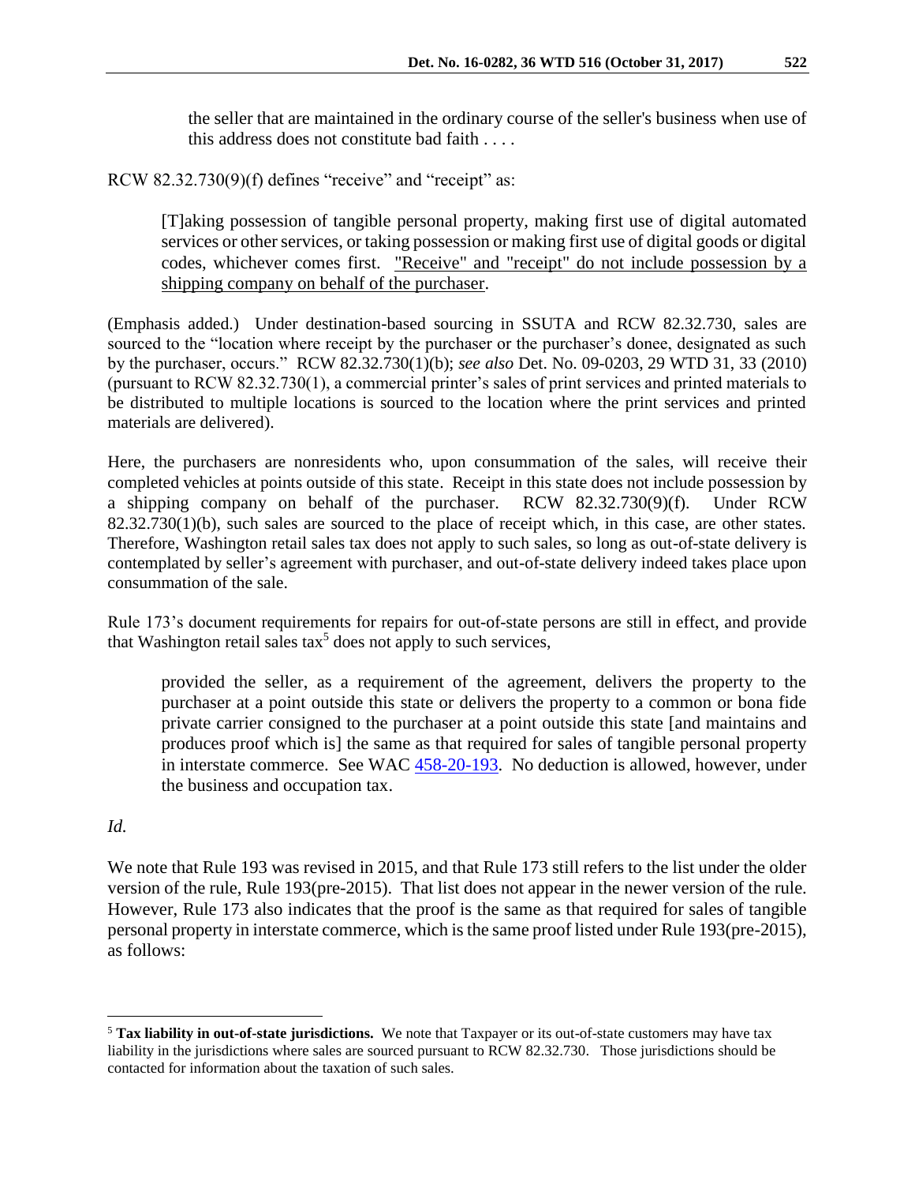> the seller that are maintained in the ordinary course of the seller's business when use of this address does not constitute bad faith . . . .

RCW 82.32.730(9)(f) defines "receive" and "receipt" as:

> [T]aking possession of tangible personal property, making first use of digital automated services or other services, or taking possession or making first use of digital goods or digital codes, whichever comes first. <u>"Receive" and "receipt" do not include possession by a shipping company on behalf of the purchaser</u>.

(Emphasis added.) Under destination-based sourcing in SSUTA and RCW 82.32.730, sales are sourced to the "location where receipt by the purchaser or the purchaser's donee, designated as such by the purchaser, occurs." RCW 82.32.730(1)(b); *see also* Det. No. 09-0203, 29 WTD 31, 33 (2010) (pursuant to RCW 82.32.730(1), a commercial printer's sales of print services and printed materials to be distributed to multiple locations is sourced to the location where the print services and printed materials are delivered).

Here, the purchasers are nonresidents who, upon consummation of the sales, will receive their completed vehicles at points outside of this state. Receipt in this state does not include possession by a shipping company on behalf of the purchaser. RCW 82.32.730(9)(f). Under RCW 82.32.730(1)(b), such sales are sourced to the place of receipt which, in this case, are other states. Therefore, Washington retail sales tax does not apply to such sales, so long as out-of-state delivery is contemplated by seller's agreement with purchaser, and out-of-state delivery indeed takes place upon consummation of the sale.

Rule 173's document requirements for repairs for out-of-state persons are still in effect, and provide that Washington retail sales tax[5] does not apply to such services,

> provided the seller, as a requirement of the agreement, delivers the property to the purchaser at a point outside this state or delivers the property to a common or bona fide private carrier consigned to the purchaser at a point outside this state [and maintains and produces proof which is] the same as that required for sales of tangible personal property in interstate commerce. See WAC 458-20-193. No deduction is allowed, however, under the business and occupation tax.

*Id.*

We note that Rule 193 was revised in 2015, and that Rule 173 still refers to the list under the older version of the rule, Rule 193(pre-2015). That list does not appear in the newer version of the rule. However, Rule 173 also indicates that the proof is the same as that required for sales of tangible personal property in interstate commerce, which is the same proof listed under Rule 193(pre-2015), as follows:

---

[5] **Tax liability in out-of-state jurisdictions.** We note that Taxpayer or its out-of-state customers may have tax liability in the jurisdictions where sales are sourced pursuant to RCW 82.32.730. Those jurisdictions should be contacted for information about the taxation of such sales.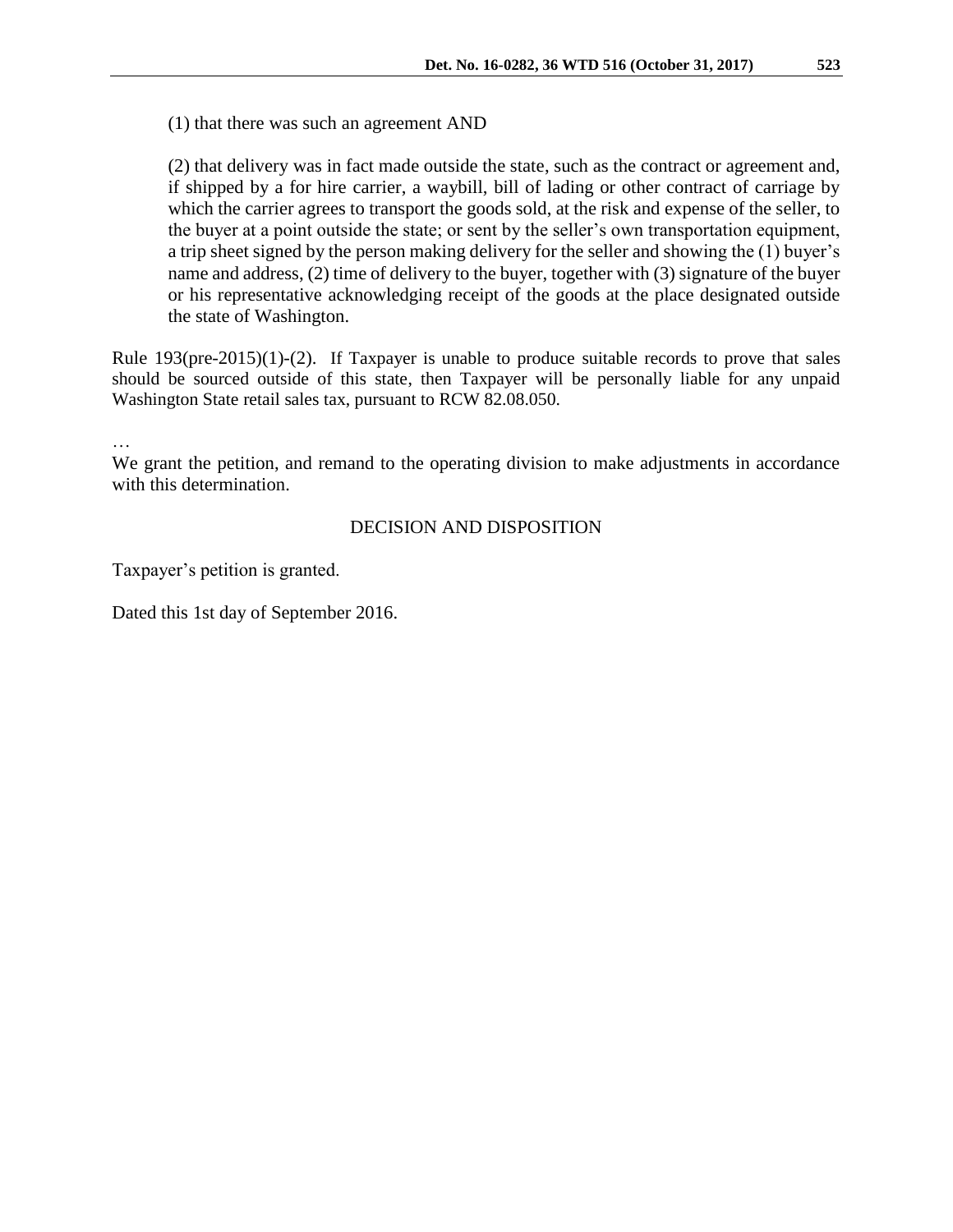(1) that there was such an agreement AND

(2) that delivery was in fact made outside the state, such as the contract or agreement and, if shipped by a for hire carrier, a waybill, bill of lading or other contract of carriage by which the carrier agrees to transport the goods sold, at the risk and expense of the seller, to the buyer at a point outside the state; or sent by the seller's own transportation equipment, a trip sheet signed by the person making delivery for the seller and showing the (1) buyer's name and address, (2) time of delivery to the buyer, together with (3) signature of the buyer or his representative acknowledging receipt of the goods at the place designated outside the state of Washington.

Rule 193(pre-2015)(1)-(2). If Taxpayer is unable to produce suitable records to prove that sales should be sourced outside of this state, then Taxpayer will be personally liable for any unpaid Washington State retail sales tax, pursuant to RCW 82.08.050.

…

We grant the petition, and remand to the operating division to make adjustments in accordance with this determination.

## DECISION AND DISPOSITION

Taxpayer's petition is granted.

Dated this 1st day of September 2016.